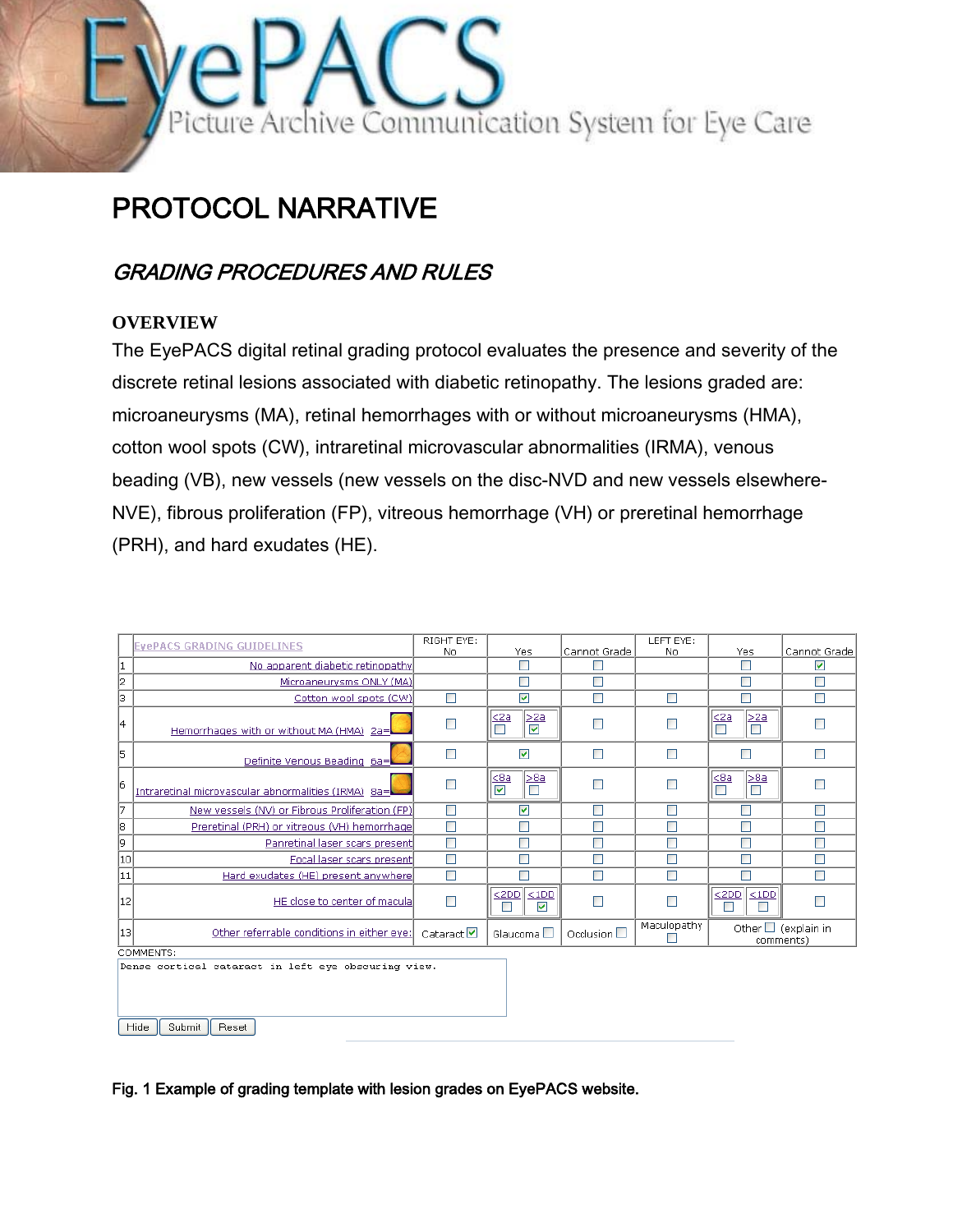# PROTOCOL NARRATIVE

## *GRADING PROCEDURES AND RULES*

### OVERVIEW

The EyePACS digital retinal grading protocol evaluates the presence and severity of the discrete retinal lesions associated with diabetic retinopathy. The lesions graded are: microaneurysms (MA), retinal hemorrhages with or without microaneurysms (HMA), cotton wool spots (CW), intraretinal microvascular abnormalities (IRMA), venous beading (VB), new vessels (new vessels on the disc-NVD and new vessels elsewhere-NVE), fibrous proliferation (FP), vitreous hemorrhage (VH) or preretinal hemorrhage (PRH), and hard exudates (HE).

| | EyePACS GRADING GUIDELINES | RIGHT EYE: No | Yes | Cannot Grade | LEFT EYE: No | Yes | Cannot Grade |
|---|---|---|---|---|---|---|---|
| 1 | No apparent diabetic retinopathy | | ☐ | ☐ | | ☐ | ☑ |
| 2 | Microaneurysms ONLY (MA) | | ☐ | ☐ | | ☐ | ☐ |
| 3 | Cotton wool spots (CW) | ☐ | ☑ | ☐ | ☐ | ☐ | ☐ |
| 4 | Hemorrhages with or without MA (HMA) 2a= | ☐ | <2a ☐ >2a ☑ | ☐ | ☐ | <2a ☐ >2a ☐ | ☐ |
| 5 | Definite Venous Beading 6a= | ☐ | ☑ | ☐ | ☐ | ☐ | ☐ |
| 6 | Intraretinal microvascular abnormalities (IRMA) 8a= | ☐ | <8a ☑ >8a ☐ | ☐ | ☐ | <8a ☐ >8a ☐ | ☐ |
| 7 | New vessels (NV) or Fibrous Proliferation (FP) | ☐ | ☑ | ☐ | ☐ | ☐ | ☐ |
| 8 | Preretinal (PRH) or vitreous (VH) hemorrhage | ☐ | ☐ | ☐ | ☐ | ☐ | ☐ |
| 9 | Panretinal laser scars present | ☐ | ☐ | ☐ | ☐ | ☐ | ☐ |
| 10 | Focal laser scars present | ☐ | ☐ | ☐ | ☐ | ☐ | ☐ |
| 11 | Hard exudates (HE) present anywhere | ☐ | ☐ | ☐ | ☐ | ☐ | ☐ |
| 12 | HE close to center of macula | ☐ | ≤2DD ☐ ≤1DD ☑ | ☐ | ☐ | ≤2DD ☐ ≤1DD ☐ | ☐ |
| 13 | Other referrable conditions in either eye: | Cataract ☑ | Glaucoma ☐ | Occlusion ☐ | Maculopathy ☐ | Other ☐ (explain in comments) | |

COMMENTS:

Dense cortical cataract in left eye obscuring view.

Hide | Submit | Reset

**Fig. 1 Example of grading template with lesion grades on EyePACS website.**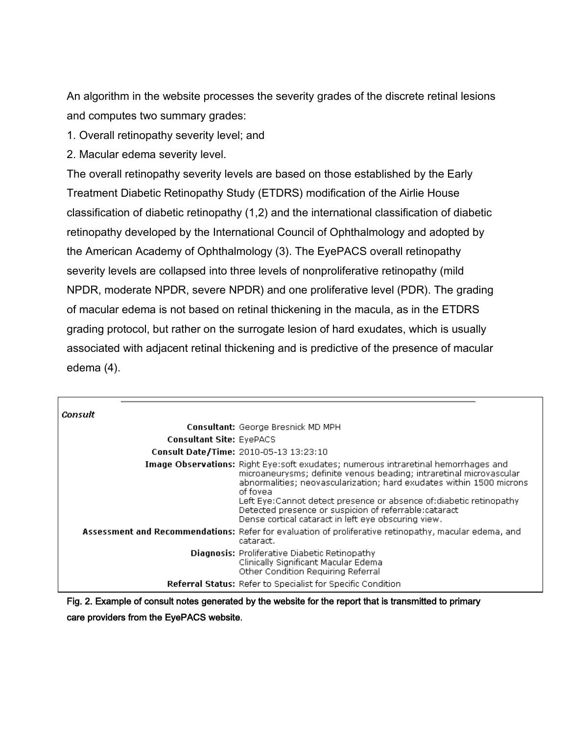An algorithm in the website processes the severity grades of the discrete retinal lesions and computes two summary grades:

1. Overall retinopathy severity level; and
2. Macular edema severity level.

The overall retinopathy severity levels are based on those established by the Early Treatment Diabetic Retinopathy Study (ETDRS) modification of the Airlie House classification of diabetic retinopathy (1,2) and the international classification of diabetic retinopathy developed by the International Council of Ophthalmology and adopted by the American Academy of Ophthalmology (3). The EyePACS overall retinopathy severity levels are collapsed into three levels of nonproliferative retinopathy (mild NPDR, moderate NPDR, severe NPDR) and one proliferative level (PDR). The grading of macular edema is not based on retinal thickening in the macula, as in the ETDRS grading protocol, but rather on the surrogate lesion of hard exudates, which is usually associated with adjacent retinal thickening and is predictive of the presence of macular edema (4).

***Consult***

| | |
|---|---|
| **Consultant:** | George Bresnick MD MPH |
| **Consultant Site:** | EyePACS |
| **Consult Date/Time:** | 2010-05-13 13:23:10 |
| **Image Observations:** | Right Eye:soft exudates; numerous intraretinal hemorrhages and microaneurysms; definite venous beading; intraretinal microvascular abnormalities; neovascularization; hard exudates within 1500 microns of fovea<br>Left Eye:Cannot detect presence or absence of:diabetic retinopathy<br>Detected presence or suspicion of referrable:cataract<br>Dense cortical cataract in left eye obscuring view. |
| **Assessment and Recommendations:** | Refer for evaluation of proliferative retinopathy, macular edema, and cataract. |
| **Diagnosis:** | Proliferative Diabetic Retinopathy<br>Clinically Significant Macular Edema<br>Other Condition Requiring Referral |
| **Referral Status:** | Refer to Specialist for Specific Condition |

Fig. 2. Example of consult notes generated by the website for the report that is transmitted to primary care providers from the EyePACS website.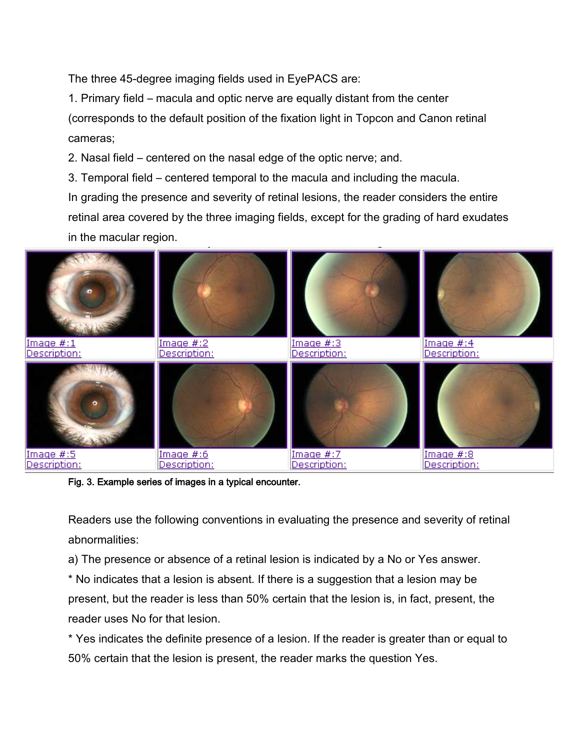The three 45-degree imaging fields used in EyePACS are:

1. Primary field – macula and optic nerve are equally distant from the center (corresponds to the default position of the fixation light in Topcon and Canon retinal cameras;
2. Nasal field – centered on the nasal edge of the optic nerve; and.
3. Temporal field – centered temporal to the macula and including the macula.

In grading the presence and severity of retinal lesions, the reader considers the entire retinal area covered by the three imaging fields, except for the grading of hard exudates in the macular region.

Image #:1
Description:

Image #:2
Description:

Image #:3
Description:

Image #:4
Description:

Image #:5
Description:

Image #:6
Description:

Image #:7
Description:

Image #:8
Description:

**Fig. 3. Example series of images in a typical encounter.**

Readers use the following conventions in evaluating the presence and severity of retinal abnormalities:

a) The presence or absence of a retinal lesion is indicated by a No or Yes answer.

* No indicates that a lesion is absent. If there is a suggestion that a lesion may be present, but the reader is less than 50% certain that the lesion is, in fact, present, the reader uses No for that lesion.

* Yes indicates the definite presence of a lesion. If the reader is greater than or equal to 50% certain that the lesion is present, the reader marks the question Yes.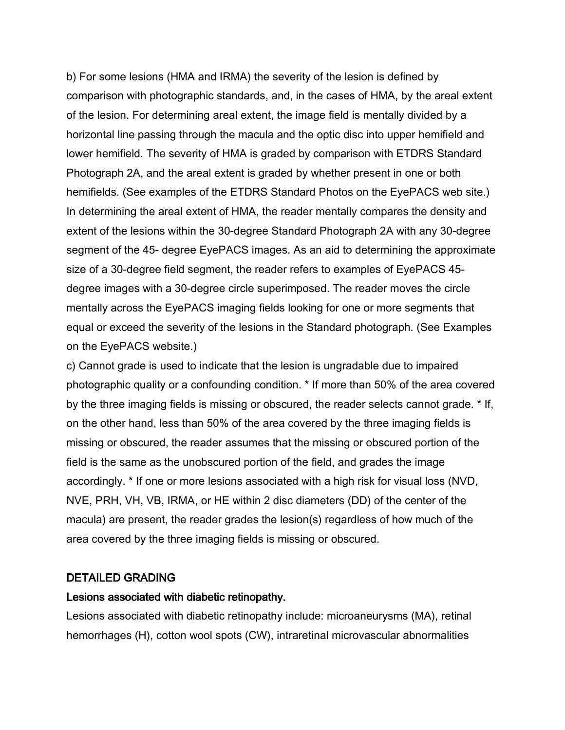b) For some lesions (HMA and IRMA) the severity of the lesion is defined by comparison with photographic standards, and, in the cases of HMA, by the areal extent of the lesion. For determining areal extent, the image field is mentally divided by a horizontal line passing through the macula and the optic disc into upper hemifield and lower hemifield. The severity of HMA is graded by comparison with ETDRS Standard Photograph 2A, and the areal extent is graded by whether present in one or both hemifields. (See examples of the ETDRS Standard Photos on the EyePACS web site.) In determining the areal extent of HMA, the reader mentally compares the density and extent of the lesions within the 30-degree Standard Photograph 2A with any 30-degree segment of the 45- degree EyePACS images. As an aid to determining the approximate size of a 30-degree field segment, the reader refers to examples of EyePACS 45-degree images with a 30-degree circle superimposed. The reader moves the circle mentally across the EyePACS imaging fields looking for one or more segments that equal or exceed the severity of the lesions in the Standard photograph. (See Examples on the EyePACS website.)

c) Cannot grade is used to indicate that the lesion is ungradable due to impaired photographic quality or a confounding condition. * If more than 50% of the area covered by the three imaging fields is missing or obscured, the reader selects cannot grade. * If, on the other hand, less than 50% of the area covered by the three imaging fields is missing or obscured, the reader assumes that the missing or obscured portion of the field is the same as the unobscured portion of the field, and grades the image accordingly. * If one or more lesions associated with a high risk for visual loss (NVD, NVE, PRH, VH, VB, IRMA, or HE within 2 disc diameters (DD) of the center of the macula) are present, the reader grades the lesion(s) regardless of how much of the area covered by the three imaging fields is missing or obscured.

## DETAILED GRADING

### Lesions associated with diabetic retinopathy.

Lesions associated with diabetic retinopathy include: microaneurysms (MA), retinal hemorrhages (H), cotton wool spots (CW), intraretinal microvascular abnormalities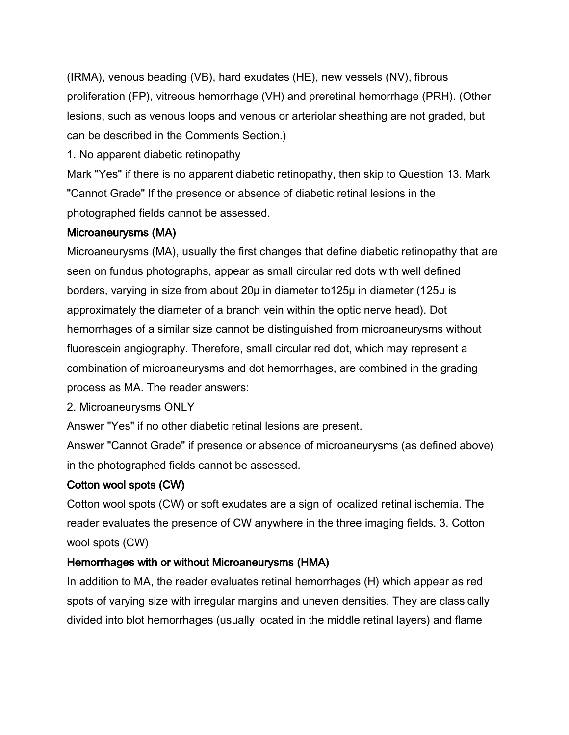(IRMA), venous beading (VB), hard exudates (HE), new vessels (NV), fibrous proliferation (FP), vitreous hemorrhage (VH) and preretinal hemorrhage (PRH). (Other lesions, such as venous loops and venous or arteriolar sheathing are not graded, but can be described in the Comments Section.)

1. No apparent diabetic retinopathy

Mark "Yes" if there is no apparent diabetic retinopathy, then skip to Question 13. Mark "Cannot Grade" If the presence or absence of diabetic retinal lesions in the photographed fields cannot be assessed.

### Microaneurysms (MA)

Microaneurysms (MA), usually the first changes that define diabetic retinopathy that are seen on fundus photographs, appear as small circular red dots with well defined borders, varying in size from about 20μ in diameter to125μ in diameter (125μ is approximately the diameter of a branch vein within the optic nerve head). Dot hemorrhages of a similar size cannot be distinguished from microaneurysms without fluorescein angiography. Therefore, small circular red dot, which may represent a combination of microaneurysms and dot hemorrhages, are combined in the grading process as MA. The reader answers:

2. Microaneurysms ONLY

Answer "Yes" if no other diabetic retinal lesions are present.

Answer "Cannot Grade" if presence or absence of microaneurysms (as defined above) in the photographed fields cannot be assessed.

### Cotton wool spots (CW)

Cotton wool spots (CW) or soft exudates are a sign of localized retinal ischemia. The reader evaluates the presence of CW anywhere in the three imaging fields. 3. Cotton wool spots (CW)

### Hemorrhages with or without Microaneurysms (HMA)

In addition to MA, the reader evaluates retinal hemorrhages (H) which appear as red spots of varying size with irregular margins and uneven densities. They are classically divided into blot hemorrhages (usually located in the middle retinal layers) and flame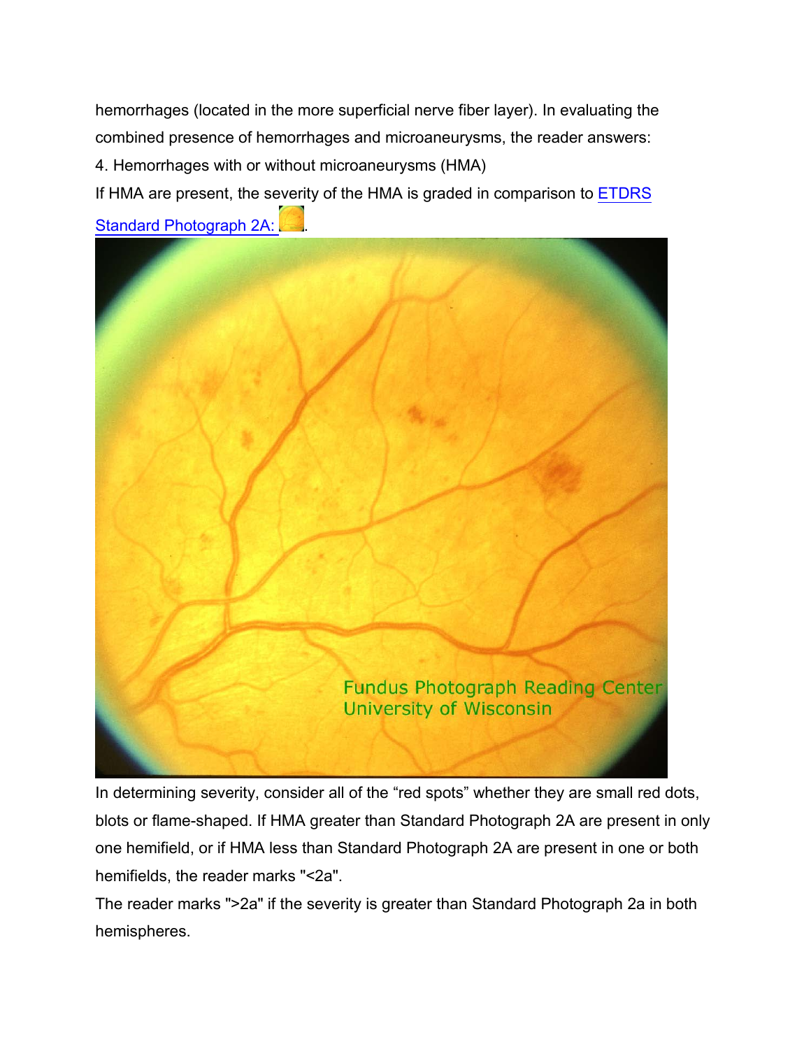hemorrhages (located in the more superficial nerve fiber layer). In evaluating the combined presence of hemorrhages and microaneurysms, the reader answers:

4. Hemorrhages with or without microaneurysms (HMA)

If HMA are present, the severity of the HMA is graded in comparison to [ETDRS Standard Photograph 2A:](#) .

In determining severity, consider all of the "red spots" whether they are small red dots, blots or flame-shaped. If HMA greater than Standard Photograph 2A are present in only one hemifield, or if HMA less than Standard Photograph 2A are present in one or both hemifields, the reader marks "<2a".

The reader marks ">2a" if the severity is greater than Standard Photograph 2a in both hemispheres.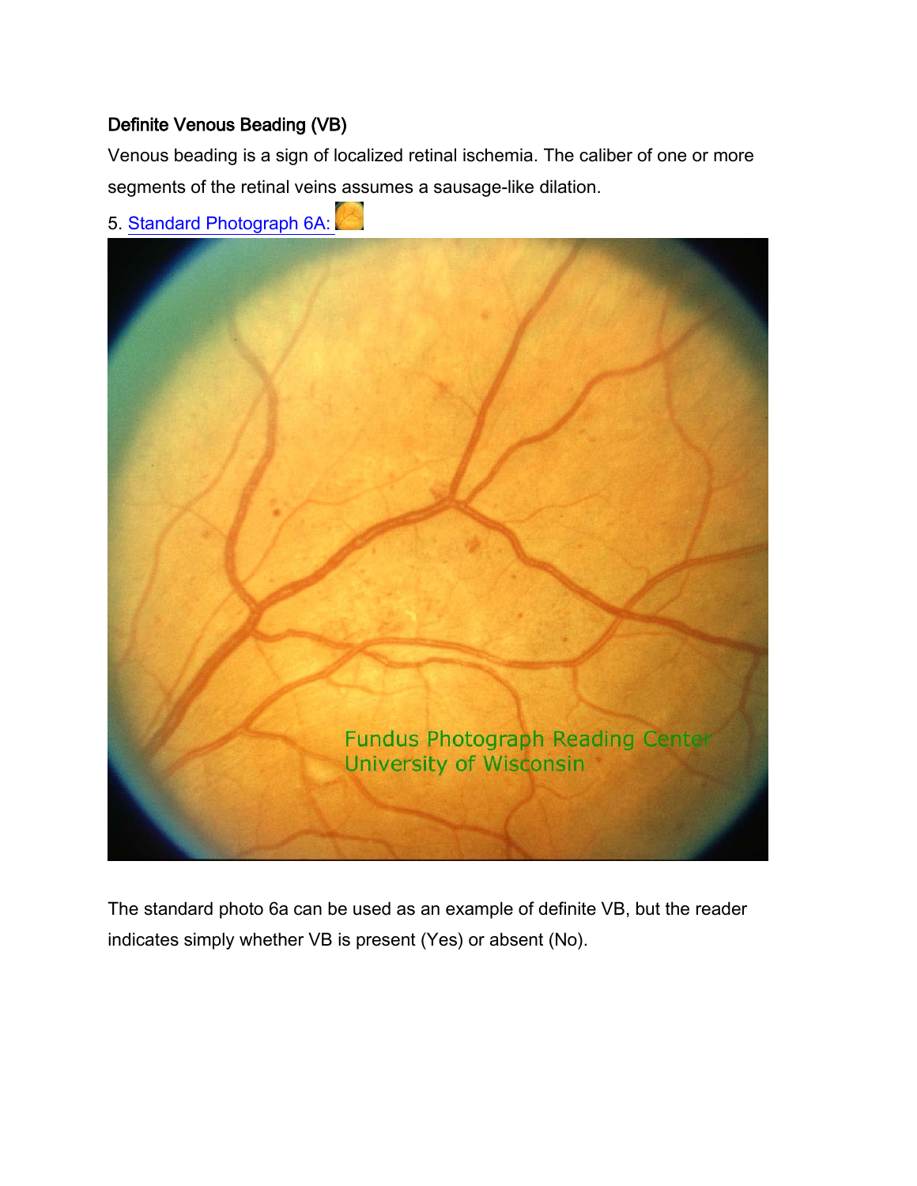**Definite Venous Beading (VB)**

Venous beading is a sign of localized retinal ischemia. The caliber of one or more segments of the retinal veins assumes a sausage-like dilation.

5. [Standard Photograph 6A:]

The standard photo 6a can be used as an example of definite VB, but the reader indicates simply whether VB is present (Yes) or absent (No).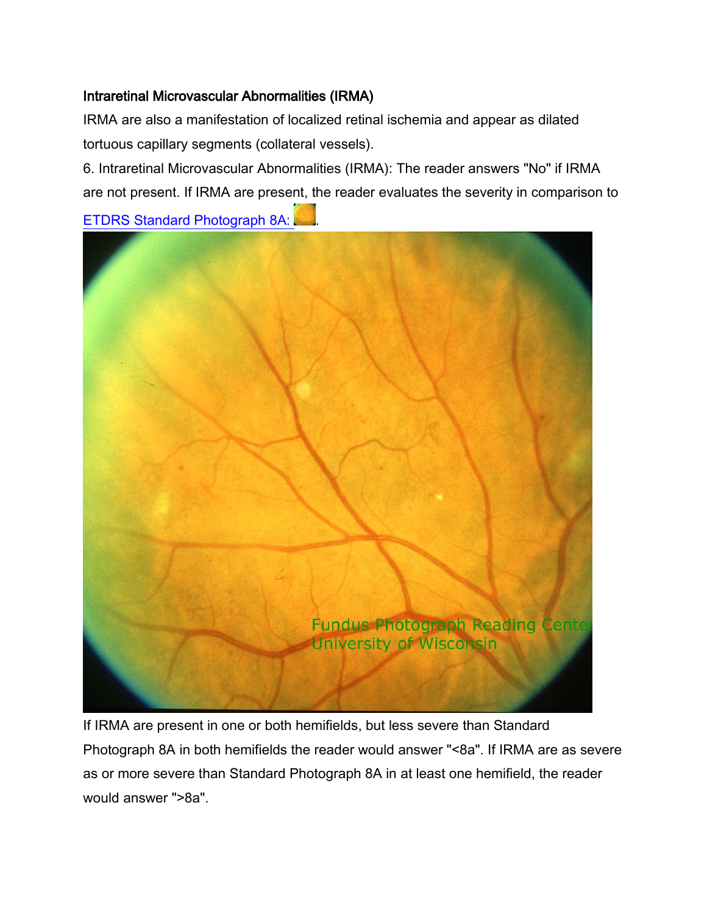Intraretinal Microvascular Abnormalities (IRMA)

IRMA are also a manifestation of localized retinal ischemia and appear as dilated tortuous capillary segments (collateral vessels).

6. Intraretinal Microvascular Abnormalities (IRMA): The reader answers "No" if IRMA are not present. If IRMA are present, the reader evaluates the severity in comparison to [ETDRS Standard Photograph 8A:].

If IRMA are present in one or both hemifields, but less severe than Standard Photograph 8A in both hemifields the reader would answer "<8a". If IRMA are as severe as or more severe than Standard Photograph 8A in at least one hemifield, the reader would answer ">8a".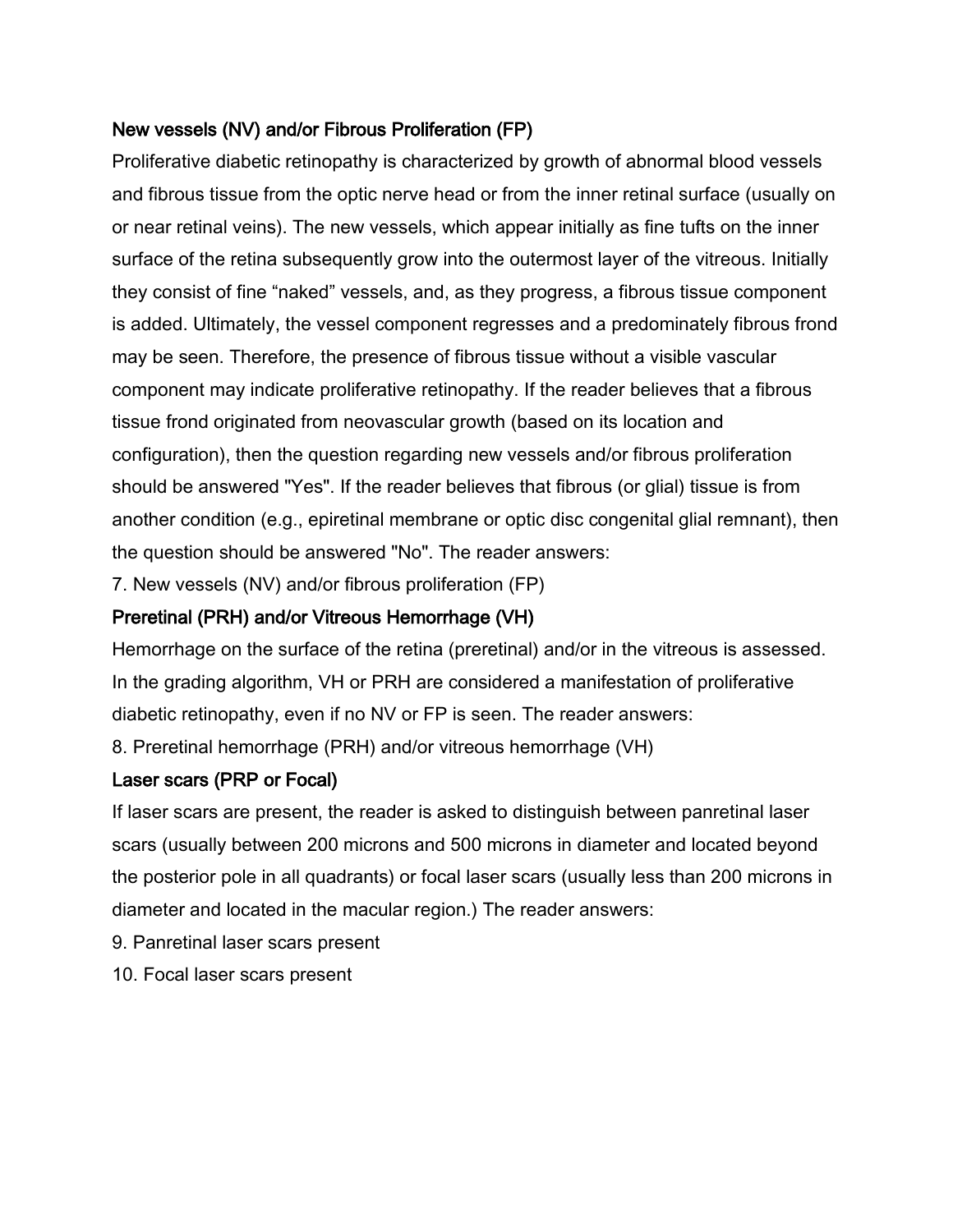### New vessels (NV) and/or Fibrous Proliferation (FP)

Proliferative diabetic retinopathy is characterized by growth of abnormal blood vessels and fibrous tissue from the optic nerve head or from the inner retinal surface (usually on or near retinal veins). The new vessels, which appear initially as fine tufts on the inner surface of the retina subsequently grow into the outermost layer of the vitreous. Initially they consist of fine “naked” vessels, and, as they progress, a fibrous tissue component is added. Ultimately, the vessel component regresses and a predominately fibrous frond may be seen. Therefore, the presence of fibrous tissue without a visible vascular component may indicate proliferative retinopathy. If the reader believes that a fibrous tissue frond originated from neovascular growth (based on its location and configuration), then the question regarding new vessels and/or fibrous proliferation should be answered "Yes". If the reader believes that fibrous (or glial) tissue is from another condition (e.g., epiretinal membrane or optic disc congenital glial remnant), then the question should be answered "No". The reader answers:

7. New vessels (NV) and/or fibrous proliferation (FP)

### Preretinal (PRH) and/or Vitreous Hemorrhage (VH)

Hemorrhage on the surface of the retina (preretinal) and/or in the vitreous is assessed. In the grading algorithm, VH or PRH are considered a manifestation of proliferative diabetic retinopathy, even if no NV or FP is seen. The reader answers:

8. Preretinal hemorrhage (PRH) and/or vitreous hemorrhage (VH)

### Laser scars (PRP or Focal)

If laser scars are present, the reader is asked to distinguish between panretinal laser scars (usually between 200 microns and 500 microns in diameter and located beyond the posterior pole in all quadrants) or focal laser scars (usually less than 200 microns in diameter and located in the macular region.) The reader answers:

9. Panretinal laser scars present
10. Focal laser scars present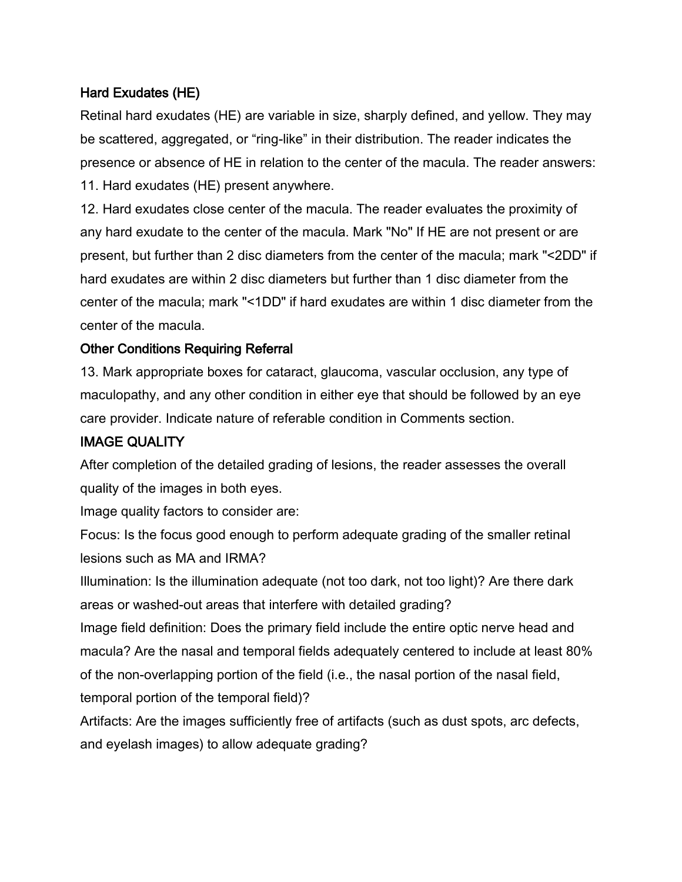### Hard Exudates (HE)

Retinal hard exudates (HE) are variable in size, sharply defined, and yellow. They may be scattered, aggregated, or “ring-like” in their distribution. The reader indicates the presence or absence of HE in relation to the center of the macula. The reader answers:

11. Hard exudates (HE) present anywhere.
12. Hard exudates close center of the macula. The reader evaluates the proximity of any hard exudate to the center of the macula. Mark "No" If HE are not present or are present, but further than 2 disc diameters from the center of the macula; mark "<2DD" if hard exudates are within 2 disc diameters but further than 1 disc diameter from the center of the macula; mark "<1DD" if hard exudates are within 1 disc diameter from the center of the macula.

### Other Conditions Requiring Referral

13. Mark appropriate boxes for cataract, glaucoma, vascular occlusion, any type of maculopathy, and any other condition in either eye that should be followed by an eye care provider. Indicate nature of referable condition in Comments section.

## IMAGE QUALITY

After completion of the detailed grading of lesions, the reader assesses the overall quality of the images in both eyes.

Image quality factors to consider are:

Focus: Is the focus good enough to perform adequate grading of the smaller retinal lesions such as MA and IRMA?

Illumination: Is the illumination adequate (not too dark, not too light)? Are there dark areas or washed-out areas that interfere with detailed grading?

Image field definition: Does the primary field include the entire optic nerve head and macula? Are the nasal and temporal fields adequately centered to include at least 80% of the non-overlapping portion of the field (i.e., the nasal portion of the nasal field, temporal portion of the temporal field)?

Artifacts: Are the images sufficiently free of artifacts (such as dust spots, arc defects, and eyelash images) to allow adequate grading?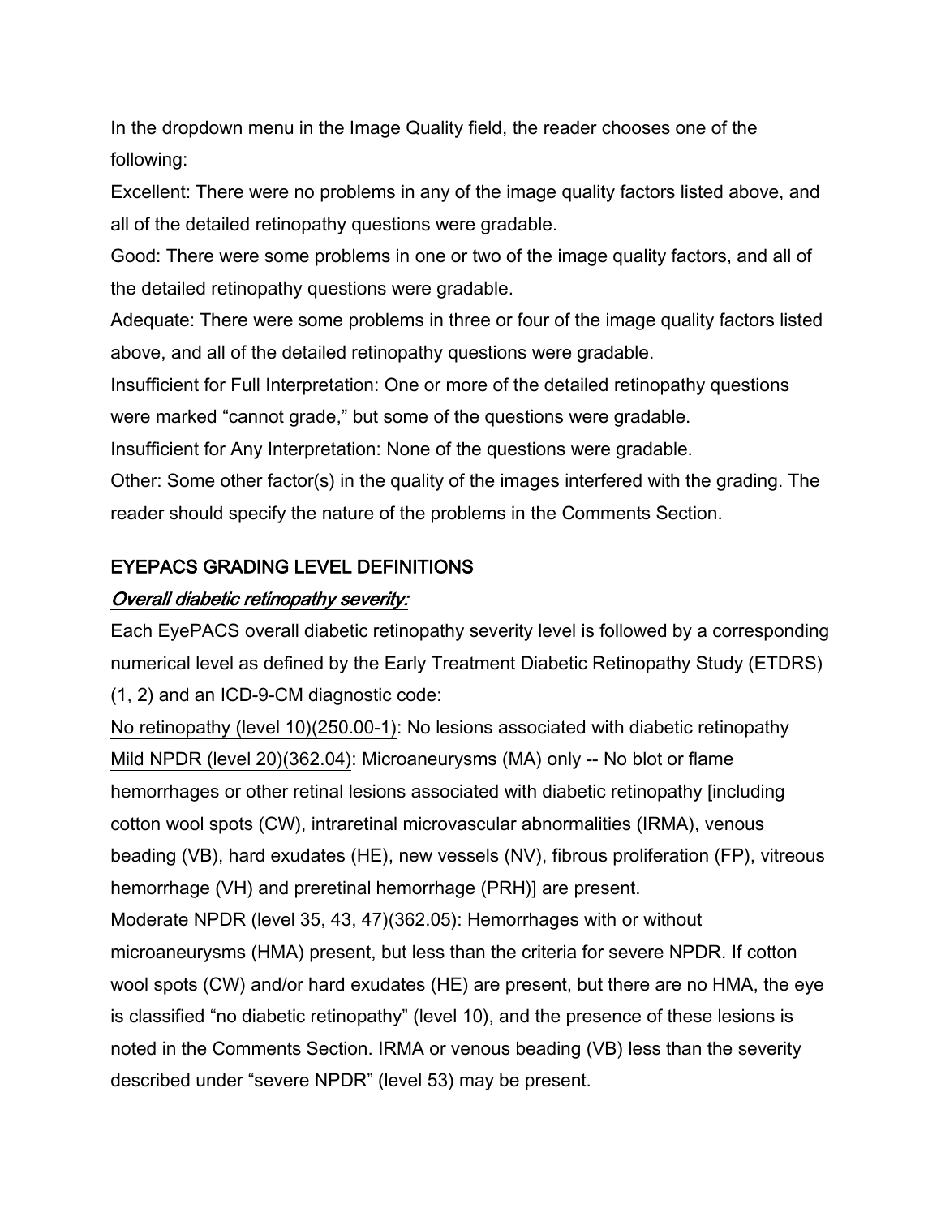In the dropdown menu in the Image Quality field, the reader chooses one of the following:

Excellent: There were no problems in any of the image quality factors listed above, and all of the detailed retinopathy questions were gradable.

Good: There were some problems in one or two of the image quality factors, and all of the detailed retinopathy questions were gradable.

Adequate: There were some problems in three or four of the image quality factors listed above, and all of the detailed retinopathy questions were gradable.

Insufficient for Full Interpretation: One or more of the detailed retinopathy questions were marked “cannot grade,” but some of the questions were gradable.

Insufficient for Any Interpretation: None of the questions were gradable.

Other: Some other factor(s) in the quality of the images interfered with the grading. The reader should specify the nature of the problems in the Comments Section.

## EYEPACS GRADING LEVEL DEFINITIONS

### *Overall diabetic retinopathy severity:*

Each EyePACS overall diabetic retinopathy severity level is followed by a corresponding numerical level as defined by the Early Treatment Diabetic Retinopathy Study (ETDRS) (1, 2) and an ICD-9-CM diagnostic code:

No retinopathy (level 10)(250.00-1): No lesions associated with diabetic retinopathy

Mild NPDR (level 20)(362.04): Microaneurysms (MA) only -- No blot or flame hemorrhages or other retinal lesions associated with diabetic retinopathy [including cotton wool spots (CW), intraretinal microvascular abnormalities (IRMA), venous beading (VB), hard exudates (HE), new vessels (NV), fibrous proliferation (FP), vitreous hemorrhage (VH) and preretinal hemorrhage (PRH)] are present.

Moderate NPDR (level 35, 43, 47)(362.05): Hemorrhages with or without microaneurysms (HMA) present, but less than the criteria for severe NPDR. If cotton wool spots (CW) and/or hard exudates (HE) are present, but there are no HMA, the eye is classified “no diabetic retinopathy” (level 10), and the presence of these lesions is noted in the Comments Section. IRMA or venous beading (VB) less than the severity described under “severe NPDR” (level 53) may be present.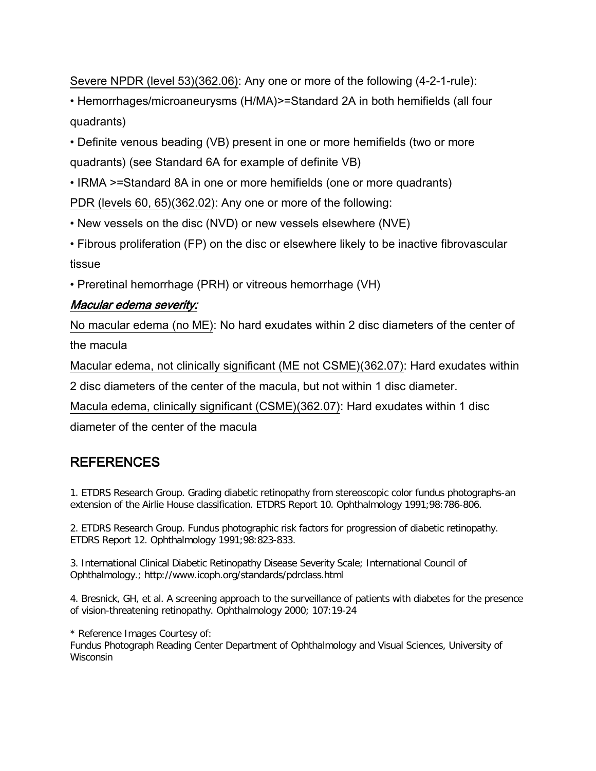Severe NPDR (level 53)(362.06): Any one or more of the following (4-2-1-rule):

- Hemorrhages/microaneurysms (H/MA)>=Standard 2A in both hemifields (all four quadrants)
- Definite venous beading (VB) present in one or more hemifields (two or more quadrants) (see Standard 6A for example of definite VB)
- IRMA >=Standard 8A in one or more hemifields (one or more quadrants)

PDR (levels 60, 65)(362.02): Any one or more of the following:

- New vessels on the disc (NVD) or new vessels elsewhere (NVE)
- Fibrous proliferation (FP) on the disc or elsewhere likely to be inactive fibrovascular tissue
- Preretinal hemorrhage (PRH) or vitreous hemorrhage (VH)

***Macular edema severity:***

No macular edema (no ME): No hard exudates within 2 disc diameters of the center of the macula

Macular edema, not clinically significant (ME not CSME)(362.07): Hard exudates within 2 disc diameters of the center of the macula, but not within 1 disc diameter.

Macula edema, clinically significant (CSME)(362.07): Hard exudates within 1 disc diameter of the center of the macula

## REFERENCES

1. ETDRS Research Group. Grading diabetic retinopathy from stereoscopic color fundus photographs-an extension of the Airlie House classification. ETDRS Report 10. Ophthalmology 1991;98:786-806.

2. ETDRS Research Group. Fundus photographic risk factors for progression of diabetic retinopathy. ETDRS Report 12. Ophthalmology 1991;98:823-833.

3. International Clinical Diabetic Retinopathy Disease Severity Scale; International Council of Ophthalmology.; http://www.icoph.org/standards/pdrclass.html

4. Bresnick, GH, et al. A screening approach to the surveillance of patients with diabetes for the presence of vision-threatening retinopathy. Ophthalmology 2000; 107:19-24

\* Reference Images Courtesy of:
Fundus Photograph Reading Center Department of Ophthalmology and Visual Sciences, University of Wisconsin